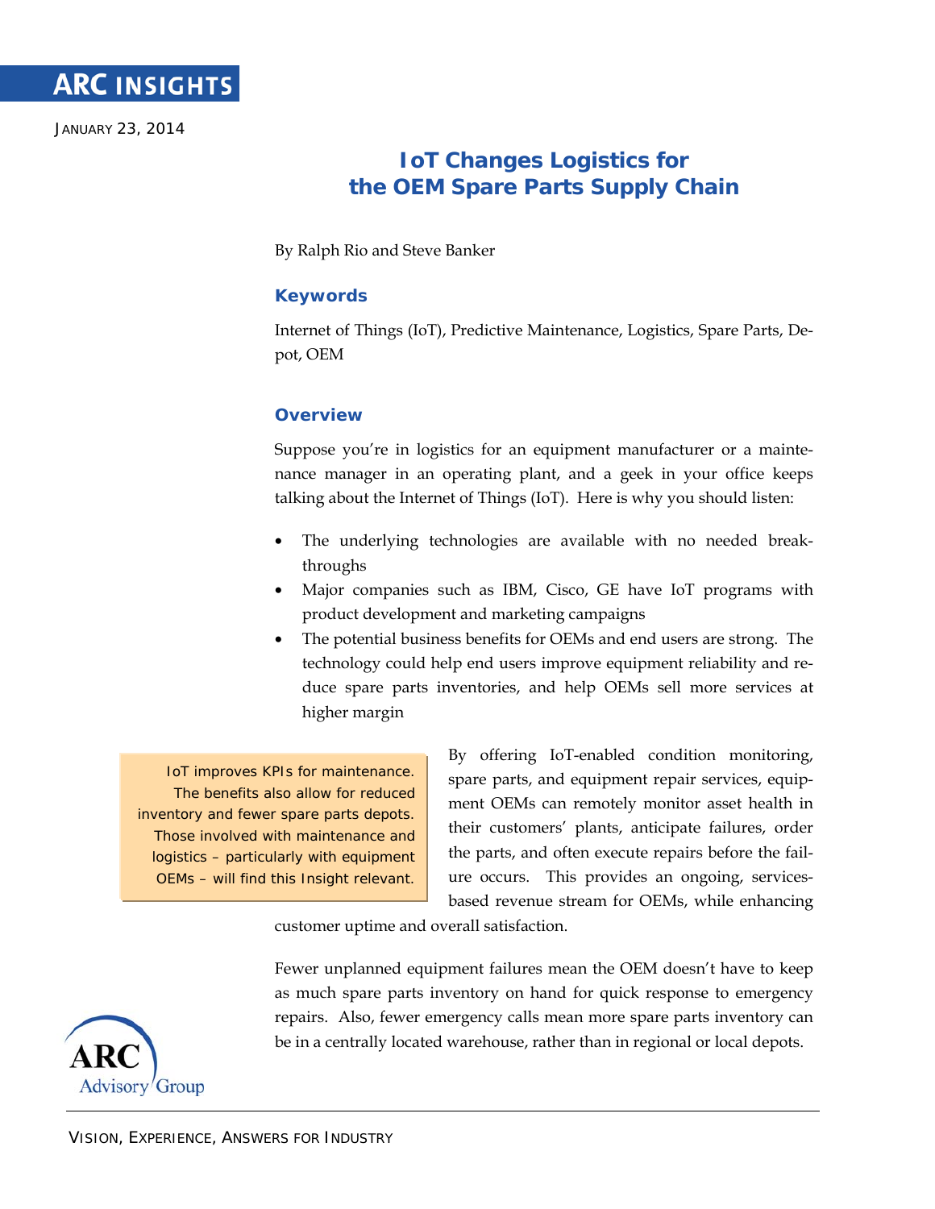# ARC INSIGHTS

JANUARY 23, 2014

# IoT Changes Logistics for the OEM Spare Parts Supply Chain

By Ralph Rio and Steve Banker

## Keywords

Internet of Things (IoT), Predictive Maintenance, Logistics, Spare Parts, Depot, OEM

## Overview

Suppose you're in logistics for an equipment manufacturer or a maintenance manager in an operating plant, and a geek in your office keeps talking about the Internet of Things (IoT). Here is why you should listen:

- The underlying technologies are available with no needed breakthroughs
- Major companies such as IBM, Cisco, GE have IoT programs with product development and marketing campaigns
- The potential business benefits for OEMs and end users are strong. The technology could help end users improve equipment reliability and reduce spare parts inventories, and help OEMs sell more services at higher margin

> IoT improves KPIs for maintenance. The benefits also allow for reduced inventory and fewer spare parts depots. Those involved with maintenance and logistics – particularly with equipment OEMs – will find this Insight relevant.

By offering IoT-enabled condition monitoring, spare parts, and equipment repair services, equipment OEMs can remotely monitor asset health in their customers' plants, anticipate failures, order the parts, and often execute repairs before the failure occurs. This provides an ongoing, services-based revenue stream for OEMs, while enhancing customer uptime and overall satisfaction.

Fewer unplanned equipment failures mean the OEM doesn't have to keep as much spare parts inventory on hand for quick response to emergency repairs. Also, fewer emergency calls mean more spare parts inventory can be in a centrally located warehouse, rather than in regional or local depots.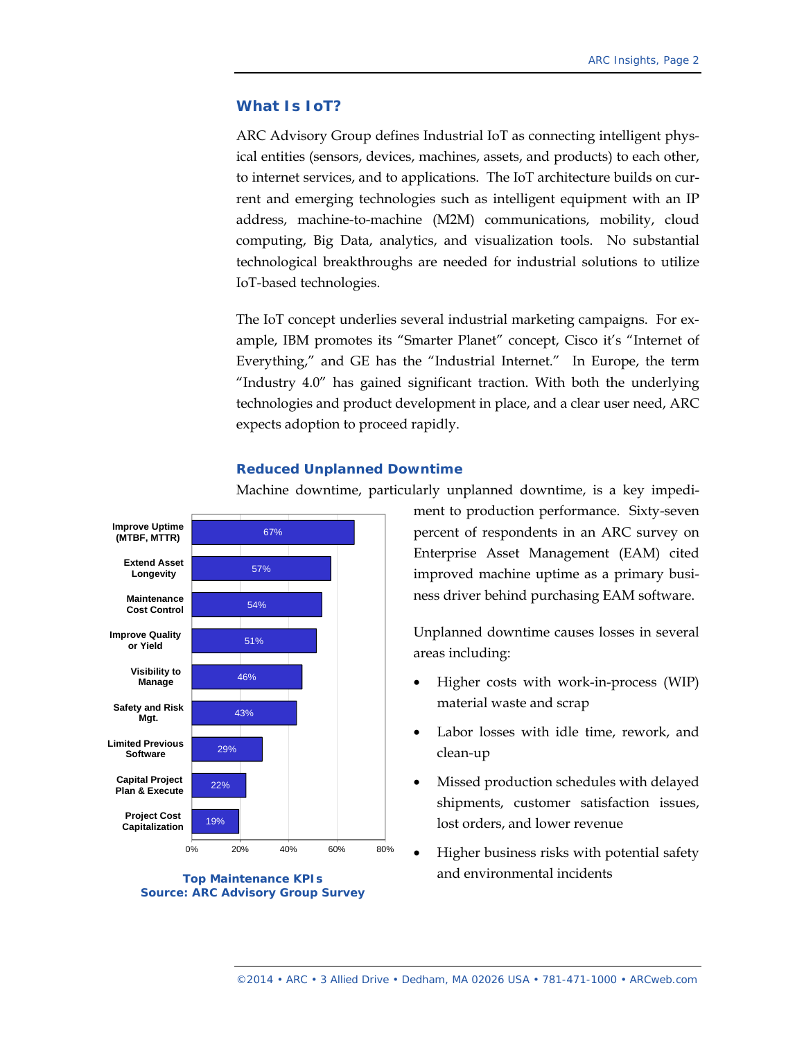## What Is IoT?

ARC Advisory Group defines Industrial IoT as connecting intelligent physical entities (sensors, devices, machines, assets, and products) to each other, to internet services, and to applications. The IoT architecture builds on current and emerging technologies such as intelligent equipment with an IP address, machine-to-machine (M2M) communications, mobility, cloud computing, Big Data, analytics, and visualization tools. No substantial technological breakthroughs are needed for industrial solutions to utilize IoT-based technologies.

The IoT concept underlies several industrial marketing campaigns. For example, IBM promotes its "Smarter Planet" concept, Cisco it's "Internet of Everything," and GE has the "Industrial Internet." In Europe, the term "Industry 4.0" has gained significant traction. With both the underlying technologies and product development in place, and a clear user need, ARC expects adoption to proceed rapidly.

### Reduced Unplanned Downtime

Machine downtime, particularly unplanned downtime, is a key impediment to production performance. Sixty-seven percent of respondents in an ARC survey on Enterprise Asset Management (EAM) cited improved machine uptime as a primary business driver behind purchasing EAM software.

| KPI | Percent |
|---|---|
| Improve Uptime (MTBF, MTTR) | 67% |
| Extend Asset Longevity | 57% |
| Maintenance Cost Control | 54% |
| Improve Quality or Yield | 51% |
| Visibility to Manage | 46% |
| Safety and Risk Mgt. | 43% |
| Limited Previous Software | 29% |
| Capital Project Plan & Execute | 22% |
| Project Cost Capitalization | 19% |

**Top Maintenance KPIs**
**Source: ARC Advisory Group Survey**

Unplanned downtime causes losses in several areas including:

- Higher costs with work-in-process (WIP) material waste and scrap
- Labor losses with idle time, rework, and clean-up
- Missed production schedules with delayed shipments, customer satisfaction issues, lost orders, and lower revenue
- Higher business risks with potential safety and environmental incidents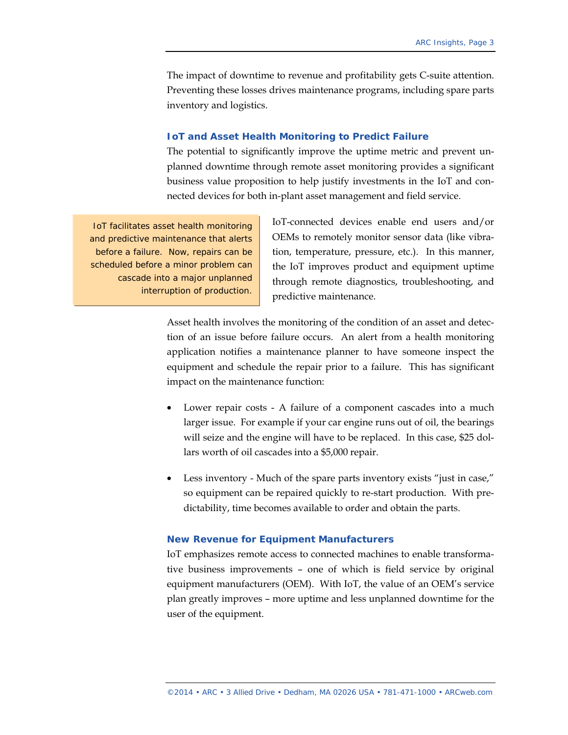The impact of downtime to revenue and profitability gets C-suite attention. Preventing these losses drives maintenance programs, including spare parts inventory and logistics.

### IoT and Asset Health Monitoring to Predict Failure

The potential to significantly improve the uptime metric and prevent unplanned downtime through remote asset monitoring provides a significant business value proposition to help justify investments in the IoT and connected devices for both in-plant asset management and field service.

> IoT facilitates asset health monitoring and predictive maintenance that alerts before a failure. Now, repairs can be scheduled before a minor problem can cascade into a major unplanned interruption of production.

IoT-connected devices enable end users and/or OEMs to remotely monitor sensor data (like vibration, temperature, pressure, etc.). In this manner, the IoT improves product and equipment uptime through remote diagnostics, troubleshooting, and predictive maintenance.

Asset health involves the monitoring of the condition of an asset and detection of an issue before failure occurs. An alert from a health monitoring application notifies a maintenance planner to have someone inspect the equipment and schedule the repair prior to a failure. This has significant impact on the maintenance function:

- Lower repair costs - A failure of a component cascades into a much larger issue. For example if your car engine runs out of oil, the bearings will seize and the engine will have to be replaced. In this case, $25 dollars worth of oil cascades into a $5,000 repair.
- Less inventory - Much of the spare parts inventory exists "just in case," so equipment can be repaired quickly to re-start production. With predictability, time becomes available to order and obtain the parts.

### New Revenue for Equipment Manufacturers

IoT emphasizes remote access to connected machines to enable transformative business improvements – one of which is field service by original equipment manufacturers (OEM). With IoT, the value of an OEM's service plan greatly improves – more uptime and less unplanned downtime for the user of the equipment.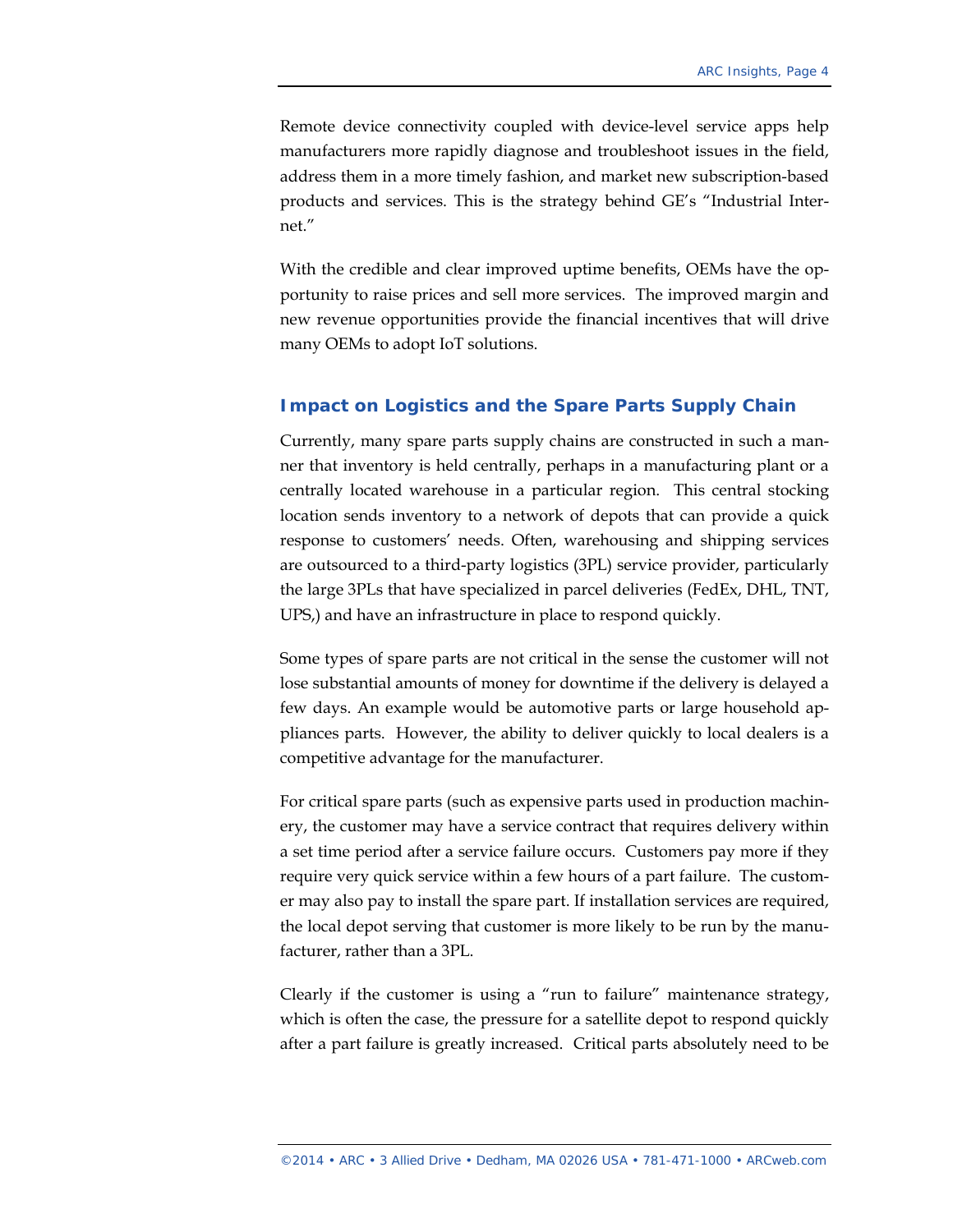Remote device connectivity coupled with device-level service apps help manufacturers more rapidly diagnose and troubleshoot issues in the field, address them in a more timely fashion, and market new subscription-based products and services. This is the strategy behind GE's "Industrial Internet."

With the credible and clear improved uptime benefits, OEMs have the opportunity to raise prices and sell more services. The improved margin and new revenue opportunities provide the financial incentives that will drive many OEMs to adopt IoT solutions.

## Impact on Logistics and the Spare Parts Supply Chain

Currently, many spare parts supply chains are constructed in such a manner that inventory is held centrally, perhaps in a manufacturing plant or a centrally located warehouse in a particular region. This central stocking location sends inventory to a network of depots that can provide a quick response to customers' needs. Often, warehousing and shipping services are outsourced to a third-party logistics (3PL) service provider, particularly the large 3PLs that have specialized in parcel deliveries (FedEx, DHL, TNT, UPS,) and have an infrastructure in place to respond quickly.

Some types of spare parts are not critical in the sense the customer will not lose substantial amounts of money for downtime if the delivery is delayed a few days. An example would be automotive parts or large household appliances parts. However, the ability to deliver quickly to local dealers is a competitive advantage for the manufacturer.

For critical spare parts (such as expensive parts used in production machinery, the customer may have a service contract that requires delivery within a set time period after a service failure occurs. Customers pay more if they require very quick service within a few hours of a part failure. The customer may also pay to install the spare part. If installation services are required, the local depot serving that customer is more likely to be run by the manufacturer, rather than a 3PL.

Clearly if the customer is using a "run to failure" maintenance strategy, which is often the case, the pressure for a satellite depot to respond quickly after a part failure is greatly increased. Critical parts absolutely need to be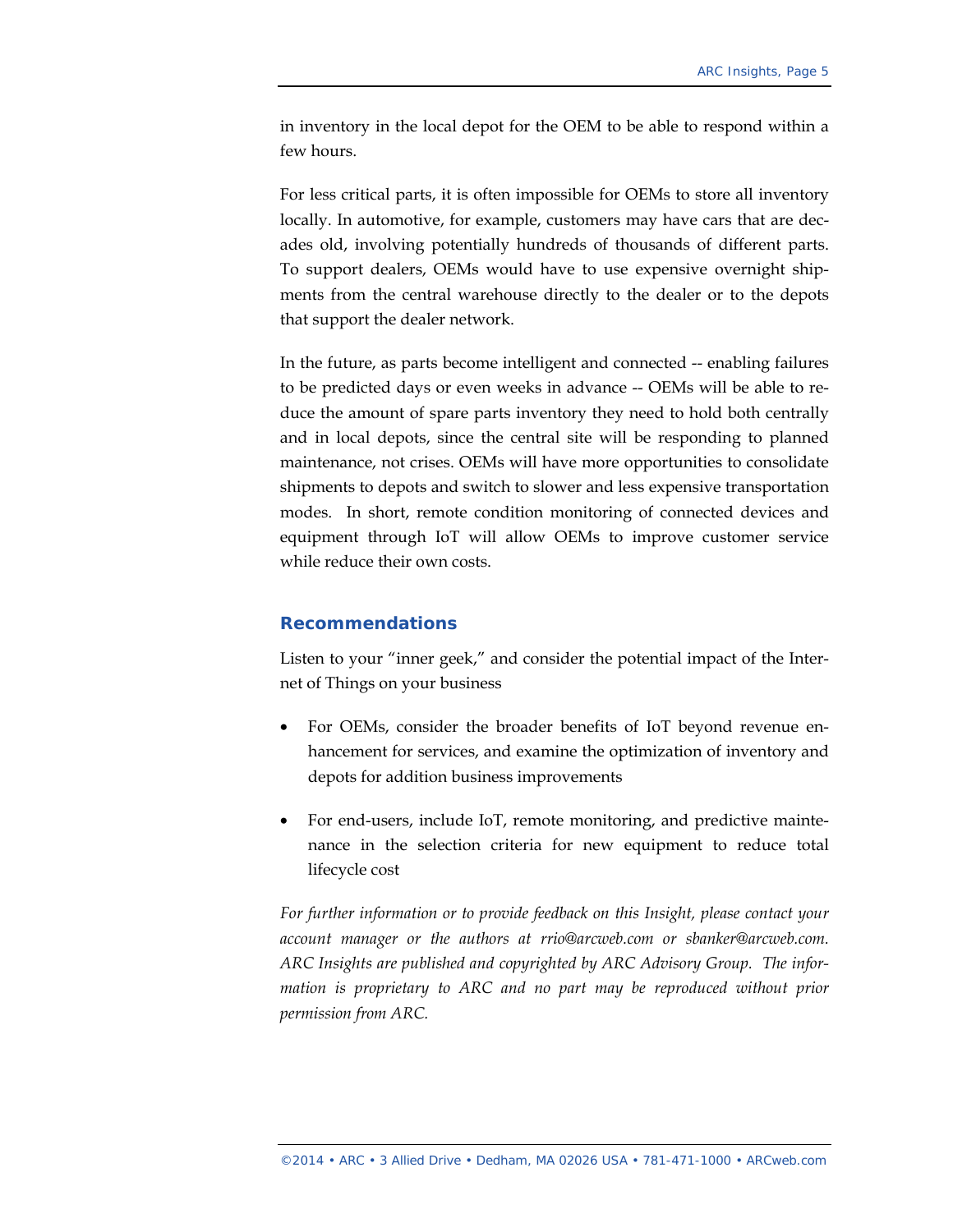in inventory in the local depot for the OEM to be able to respond within a few hours.

For less critical parts, it is often impossible for OEMs to store all inventory locally. In automotive, for example, customers may have cars that are decades old, involving potentially hundreds of thousands of different parts. To support dealers, OEMs would have to use expensive overnight shipments from the central warehouse directly to the dealer or to the depots that support the dealer network.

In the future, as parts become intelligent and connected -- enabling failures to be predicted days or even weeks in advance -- OEMs will be able to reduce the amount of spare parts inventory they need to hold both centrally and in local depots, since the central site will be responding to planned maintenance, not crises. OEMs will have more opportunities to consolidate shipments to depots and switch to slower and less expensive transportation modes. In short, remote condition monitoring of connected devices and equipment through IoT will allow OEMs to improve customer service while reduce their own costs.

## Recommendations

Listen to your "inner geek," and consider the potential impact of the Internet of Things on your business

- For OEMs, consider the broader benefits of IoT beyond revenue enhancement for services, and examine the optimization of inventory and depots for addition business improvements
- For end-users, include IoT, remote monitoring, and predictive maintenance in the selection criteria for new equipment to reduce total lifecycle cost

*For further information or to provide feedback on this Insight, please contact your account manager or the authors at rrio@arcweb.com or sbanker@arcweb.com. ARC Insights are published and copyrighted by ARC Advisory Group. The information is proprietary to ARC and no part may be reproduced without prior permission from ARC.*